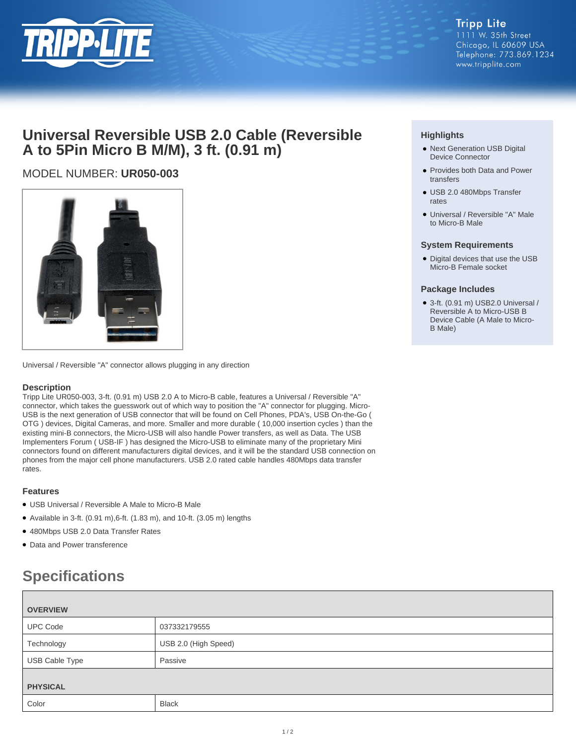Tripp Lite
1111 W. 35th Street
Chicago, IL 60609 USA
Telephone: 773.869.1234
www.tripplite.com

# Universal Reversible USB 2.0 Cable (Reversible A to 5Pin Micro B M/M), 3 ft. (0.91 m)

MODEL NUMBER: **UR050-003**

Universal / Reversible "A" connector allows plugging in any direction

### Highlights

- Next Generation USB Digital Device Connector
- Provides both Data and Power transfers
- USB 2.0 480Mbps Transfer rates
- Universal / Reversible "A" Male to Micro-B Male

### System Requirements

- Digital devices that use the USB Micro-B Female socket

### Package Includes

- 3-ft. (0.91 m) USB2.0 Universal / Reversible A to Micro-USB B Device Cable (A Male to Micro-B Male)

### Description

Tripp Lite UR050-003, 3-ft. (0.91 m) USB 2.0 A to Micro-B cable, features a Universal / Reversible "A" connector, which takes the guesswork out of which way to position the "A" connector for plugging. Micro-USB is the next generation of USB connector that will be found on Cell Phones, PDA's, USB On-the-Go ( OTG ) devices, Digital Cameras, and more. Smaller and more durable ( 10,000 insertion cycles ) than the existing mini-B connectors, the Micro-USB will also handle Power transfers, as well as Data. The USB Implementers Forum ( USB-IF ) has designed the Micro-USB to eliminate many of the proprietary Mini connectors found on different manufacturers digital devices, and it will be the standard USB connection on phones from the major cell phone manufacturers. USB 2.0 rated cable handles 480Mbps data transfer rates.

### Features

- USB Universal / Reversible A Male to Micro-B Male
- Available in 3-ft. (0.91 m),6-ft. (1.83 m), and 10-ft. (3.05 m) lengths
- 480Mbps USB 2.0 Data Transfer Rates
- Data and Power transference

## Specifications

| OVERVIEW | |
|---|---|
| UPC Code | 037332179555 |
| Technology | USB 2.0 (High Speed) |
| USB Cable Type | Passive |
| **PHYSICAL** | |
| Color | Black |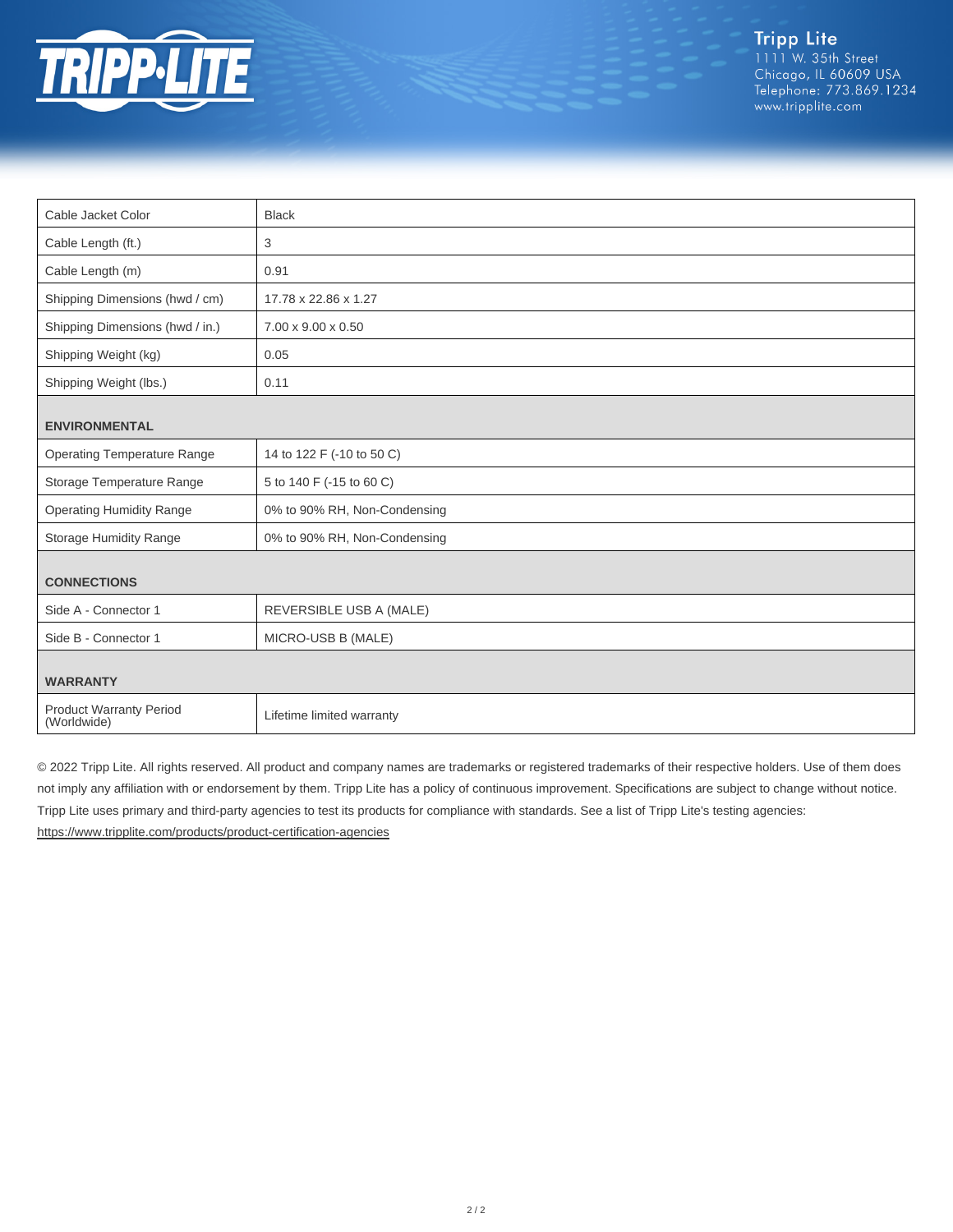| | |
|---|---|
| Cable Jacket Color | Black |
| Cable Length (ft.) | 3 |
| Cable Length (m) | 0.91 |
| Shipping Dimensions (hwd / cm) | 17.78 x 22.86 x 1.27 |
| Shipping Dimensions (hwd / in.) | 7.00 x 9.00 x 0.50 |
| Shipping Weight (kg) | 0.05 |
| Shipping Weight (lbs.) | 0.11 |
| **ENVIRONMENTAL** | |
| Operating Temperature Range | 14 to 122 F (-10 to 50 C) |
| Storage Temperature Range | 5 to 140 F (-15 to 60 C) |
| Operating Humidity Range | 0% to 90% RH, Non-Condensing |
| Storage Humidity Range | 0% to 90% RH, Non-Condensing |
| **CONNECTIONS** | |
| Side A - Connector 1 | REVERSIBLE USB A (MALE) |
| Side B - Connector 1 | MICRO-USB B (MALE) |
| **WARRANTY** | |
| Product Warranty Period (Worldwide) | Lifetime limited warranty |

© 2022 Tripp Lite. All rights reserved. All product and company names are trademarks or registered trademarks of their respective holders. Use of them does not imply any affiliation with or endorsement by them. Tripp Lite has a policy of continuous improvement. Specifications are subject to change without notice. Tripp Lite uses primary and third-party agencies to test its products for compliance with standards. See a list of Tripp Lite's testing agencies: https://www.tripplite.com/products/product-certification-agencies